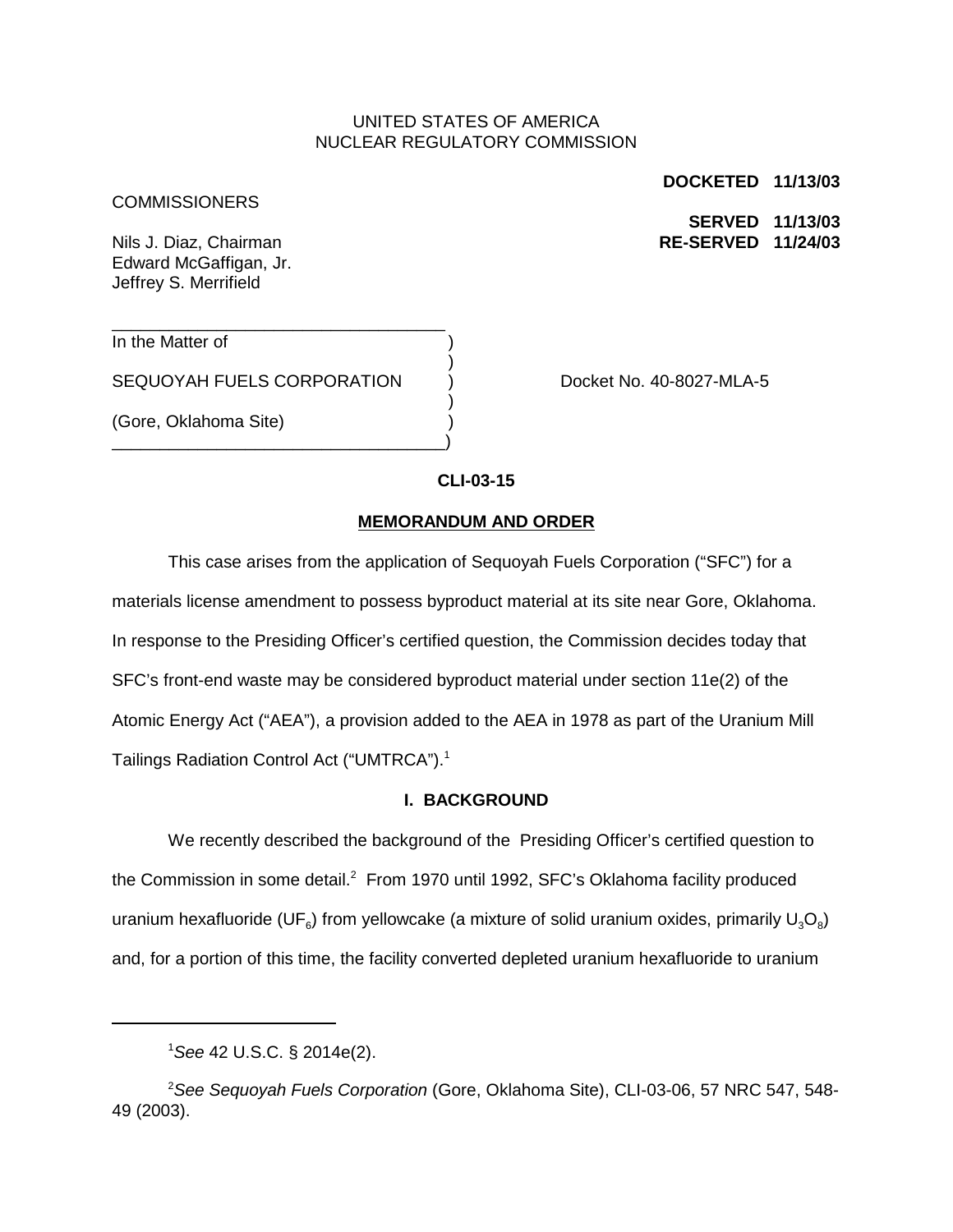UNITED STATES OF AMERICA
NUCLEAR REGULATORY COMMISSION

**DOCKETED 11/13/03**

COMMISSIONERS

**SERVED 11/13/03**
**RE-SERVED 11/24/03**

Nils J. Diaz, Chairman
Edward McGaffigan, Jr.
Jeffrey S. Merrifield

In the Matter of

SEQUOYAH FUELS CORPORATION

(Gore, Oklahoma Site)

Docket No. 40-8027-MLA-5

**CLI-03-15**

**MEMORANDUM AND ORDER**

This case arises from the application of Sequoyah Fuels Corporation ("SFC") for a materials license amendment to possess byproduct material at its site near Gore, Oklahoma. In response to the Presiding Officer's certified question, the Commission decides today that SFC's front-end waste may be considered byproduct material under section 11e(2) of the Atomic Energy Act ("AEA"), a provision added to the AEA in 1978 as part of the Uranium Mill Tailings Radiation Control Act ("UMTRCA").[1]

## I. BACKGROUND

We recently described the background of the Presiding Officer's certified question to the Commission in some detail.[2] From 1970 until 1992, SFC's Oklahoma facility produced uranium hexafluoride ($UF_6$) from yellowcake (a mixture of solid uranium oxides, primarily $U_3O_8$) and, for a portion of this time, the facility converted depleted uranium hexafluoride to uranium

---

[1] *See* 42 U.S.C. § 2014e(2).

[2] *See Sequoyah Fuels Corporation* (Gore, Oklahoma Site), CLI-03-06, 57 NRC 547, 548-49 (2003).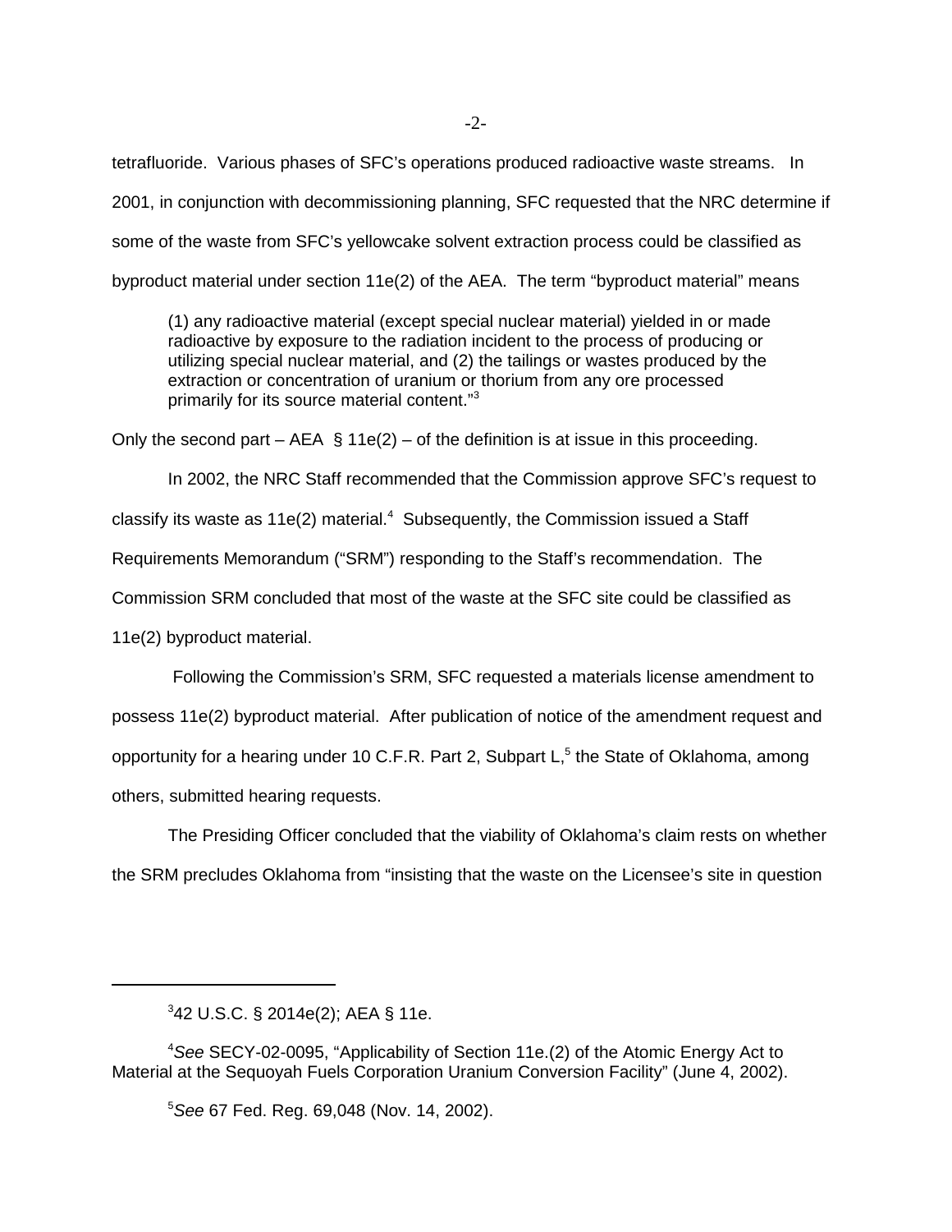tetrafluoride. Various phases of SFC's operations produced radioactive waste streams. In 2001, in conjunction with decommissioning planning, SFC requested that the NRC determine if some of the waste from SFC's yellowcake solvent extraction process could be classified as byproduct material under section 11e(2) of the AEA. The term "byproduct material" means

> (1) any radioactive material (except special nuclear material) yielded in or made radioactive by exposure to the radiation incident to the process of producing or utilizing special nuclear material, and (2) the tailings or wastes produced by the extraction or concentration of uranium or thorium from any ore processed primarily for its source material content."[3]

Only the second part – AEA § 11e(2) – of the definition is at issue in this proceeding.

In 2002, the NRC Staff recommended that the Commission approve SFC's request to classify its waste as 11e(2) material.[4] Subsequently, the Commission issued a Staff Requirements Memorandum ("SRM") responding to the Staff's recommendation. The Commission SRM concluded that most of the waste at the SFC site could be classified as 11e(2) byproduct material.

Following the Commission's SRM, SFC requested a materials license amendment to possess 11e(2) byproduct material. After publication of notice of the amendment request and opportunity for a hearing under 10 C.F.R. Part 2, Subpart L,[5] the State of Oklahoma, among others, submitted hearing requests.

The Presiding Officer concluded that the viability of Oklahoma's claim rests on whether the SRM precludes Oklahoma from "insisting that the waste on the Licensee's site in question

---

[3] 42 U.S.C. § 2014e(2); AEA § 11e.

[4] *See* SECY-02-0095, "Applicability of Section 11e.(2) of the Atomic Energy Act to Material at the Sequoyah Fuels Corporation Uranium Conversion Facility" (June 4, 2002).

[5] *See* 67 Fed. Reg. 69,048 (Nov. 14, 2002).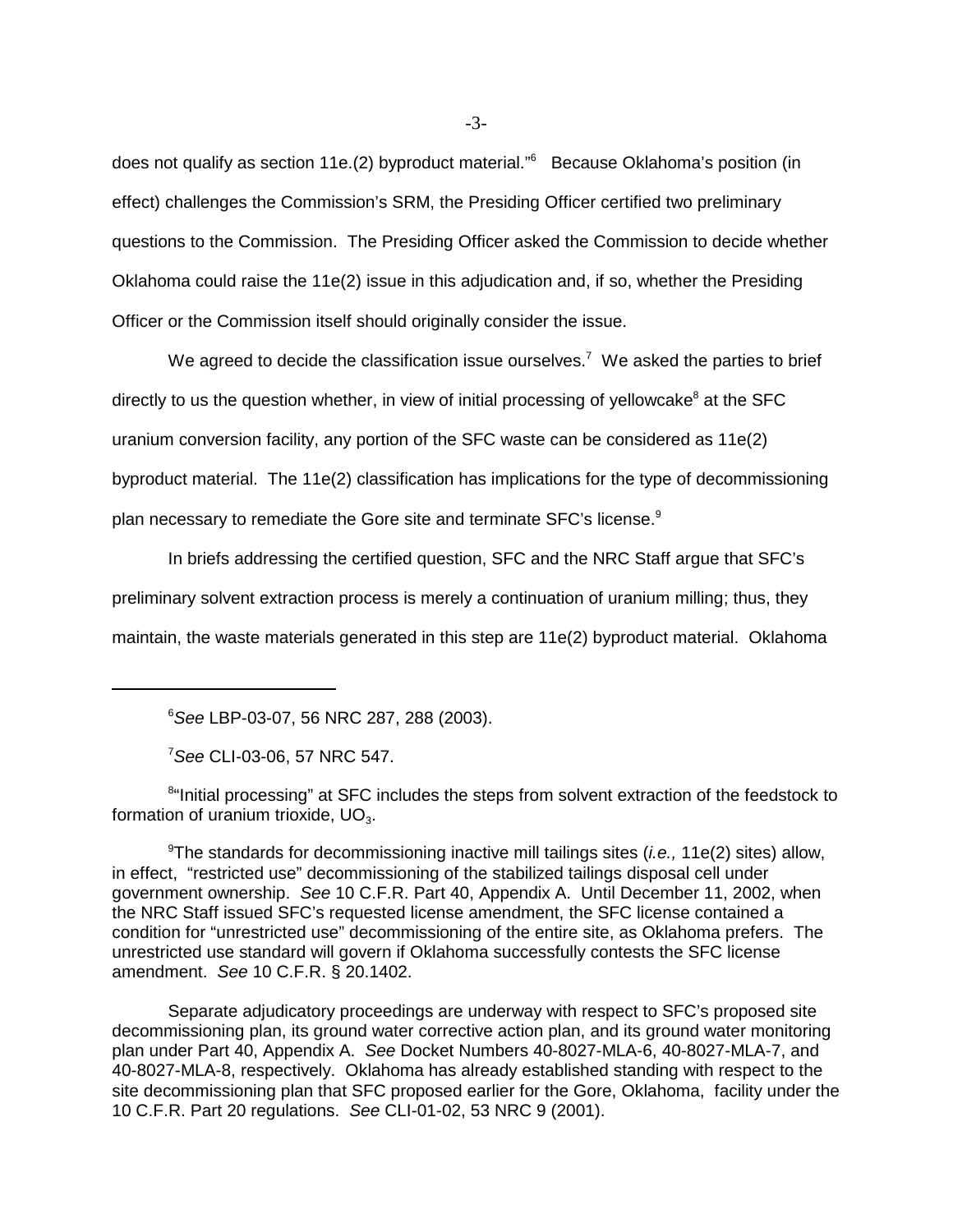does not qualify as section 11e.(2) byproduct material."[6] Because Oklahoma's position (in effect) challenges the Commission's SRM, the Presiding Officer certified two preliminary questions to the Commission. The Presiding Officer asked the Commission to decide whether Oklahoma could raise the 11e(2) issue in this adjudication and, if so, whether the Presiding Officer or the Commission itself should originally consider the issue.

We agreed to decide the classification issue ourselves.[7] We asked the parties to brief directly to us the question whether, in view of initial processing of yellowcake[8] at the SFC uranium conversion facility, any portion of the SFC waste can be considered as 11e(2) byproduct material. The 11e(2) classification has implications for the type of decommissioning plan necessary to remediate the Gore site and terminate SFC's license.[9]

In briefs addressing the certified question, SFC and the NRC Staff argue that SFC's preliminary solvent extraction process is merely a continuation of uranium milling; thus, they maintain, the waste materials generated in this step are 11e(2) byproduct material. Oklahoma

---

[6]*See* LBP-03-07, 56 NRC 287, 288 (2003).

[7]*See* CLI-03-06, 57 NRC 547.

[8]"Initial processing" at SFC includes the steps from solvent extraction of the feedstock to formation of uranium trioxide, $UO_3$.

[9]The standards for decommissioning inactive mill tailings sites (*i.e.,* 11e(2) sites) allow, in effect, "restricted use" decommissioning of the stabilized tailings disposal cell under government ownership. *See* 10 C.F.R. Part 40, Appendix A. Until December 11, 2002, when the NRC Staff issued SFC's requested license amendment, the SFC license contained a condition for "unrestricted use" decommissioning of the entire site, as Oklahoma prefers. The unrestricted use standard will govern if Oklahoma successfully contests the SFC license amendment. *See* 10 C.F.R. § 20.1402.

Separate adjudicatory proceedings are underway with respect to SFC's proposed site decommissioning plan, its ground water corrective action plan, and its ground water monitoring plan under Part 40, Appendix A. *See* Docket Numbers 40-8027-MLA-6, 40-8027-MLA-7, and 40-8027-MLA-8, respectively. Oklahoma has already established standing with respect to the site decommissioning plan that SFC proposed earlier for the Gore, Oklahoma, facility under the 10 C.F.R. Part 20 regulations. *See* CLI-01-02, 53 NRC 9 (2001).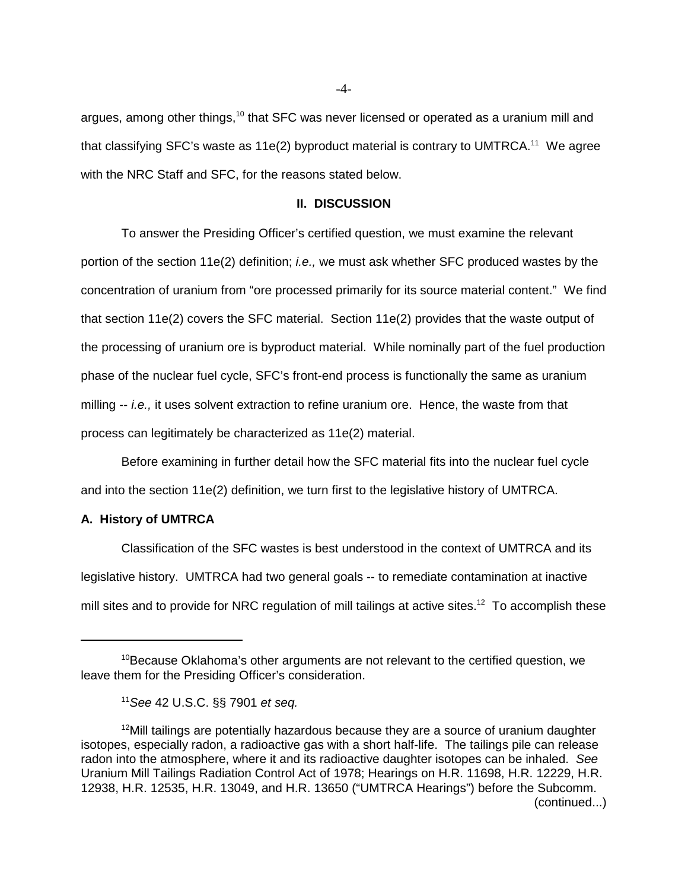argues, among other things,[10] that SFC was never licensed or operated as a uranium mill and that classifying SFC's waste as 11e(2) byproduct material is contrary to UMTRCA.[11] We agree with the NRC Staff and SFC, for the reasons stated below.

## II. DISCUSSION

To answer the Presiding Officer's certified question, we must examine the relevant portion of the section 11e(2) definition; *i.e.,* we must ask whether SFC produced wastes by the concentration of uranium from "ore processed primarily for its source material content." We find that section 11e(2) covers the SFC material. Section 11e(2) provides that the waste output of the processing of uranium ore is byproduct material. While nominally part of the fuel production phase of the nuclear fuel cycle, SFC's front-end process is functionally the same as uranium milling -- *i.e.,* it uses solvent extraction to refine uranium ore. Hence, the waste from that process can legitimately be characterized as 11e(2) material.

Before examining in further detail how the SFC material fits into the nuclear fuel cycle and into the section 11e(2) definition, we turn first to the legislative history of UMTRCA.

### A. History of UMTRCA

Classification of the SFC wastes is best understood in the context of UMTRCA and its legislative history. UMTRCA had two general goals -- to remediate contamination at inactive mill sites and to provide for NRC regulation of mill tailings at active sites.[12] To accomplish these

---

[10]Because Oklahoma's other arguments are not relevant to the certified question, we leave them for the Presiding Officer's consideration.

[11]*See* 42 U.S.C. §§ 7901 *et seq.*

[12]Mill tailings are potentially hazardous because they are a source of uranium daughter isotopes, especially radon, a radioactive gas with a short half-life. The tailings pile can release radon into the atmosphere, where it and its radioactive daughter isotopes can be inhaled. *See* Uranium Mill Tailings Radiation Control Act of 1978; Hearings on H.R. 11698, H.R. 12229, H.R. 12938, H.R. 12535, H.R. 13049, and H.R. 13650 ("UMTRCA Hearings") before the Subcomm. (continued...)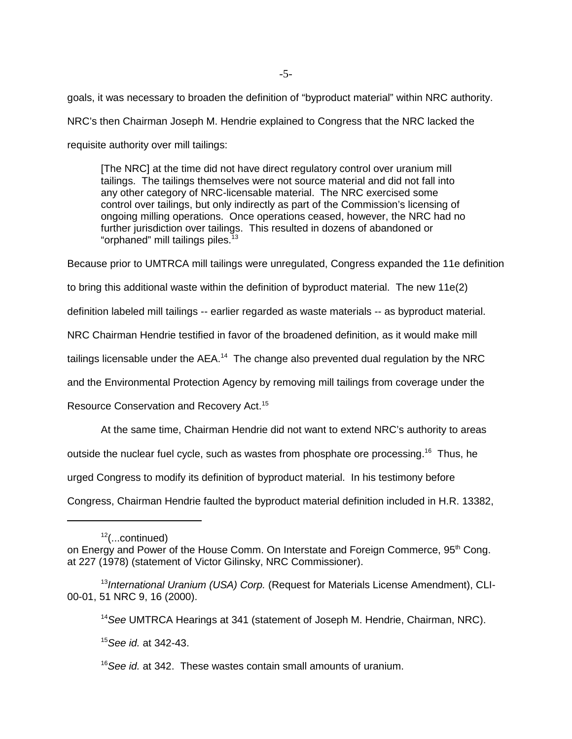goals, it was necessary to broaden the definition of "byproduct material" within NRC authority. NRC's then Chairman Joseph M. Hendrie explained to Congress that the NRC lacked the requisite authority over mill tailings:

> [The NRC] at the time did not have direct regulatory control over uranium mill tailings. The tailings themselves were not source material and did not fall into any other category of NRC-licensable material. The NRC exercised some control over tailings, but only indirectly as part of the Commission's licensing of ongoing milling operations. Once operations ceased, however, the NRC had no further jurisdiction over tailings. This resulted in dozens of abandoned or "orphaned" mill tailings piles.[13]

Because prior to UMTRCA mill tailings were unregulated, Congress expanded the 11e definition to bring this additional waste within the definition of byproduct material. The new 11e(2) definition labeled mill tailings -- earlier regarded as waste materials -- as byproduct material. NRC Chairman Hendrie testified in favor of the broadened definition, as it would make mill tailings licensable under the AEA.[14] The change also prevented dual regulation by the NRC and the Environmental Protection Agency by removing mill tailings from coverage under the Resource Conservation and Recovery Act.[15]

At the same time, Chairman Hendrie did not want to extend NRC's authority to areas outside the nuclear fuel cycle, such as wastes from phosphate ore processing.[16] Thus, he urged Congress to modify its definition of byproduct material. In his testimony before Congress, Chairman Hendrie faulted the byproduct material definition included in H.R. 13382,

---

[12](...continued) on Energy and Power of the House Comm. On Interstate and Foreign Commerce, 95th Cong. at 227 (1978) (statement of Victor Gilinsky, NRC Commissioner).

[13]*International Uranium (USA) Corp.* (Request for Materials License Amendment), CLI-00-01, 51 NRC 9, 16 (2000).

[14]*See* UMTRCA Hearings at 341 (statement of Joseph M. Hendrie, Chairman, NRC).

[15]*See id.* at 342-43.

[16]*See id.* at 342. These wastes contain small amounts of uranium.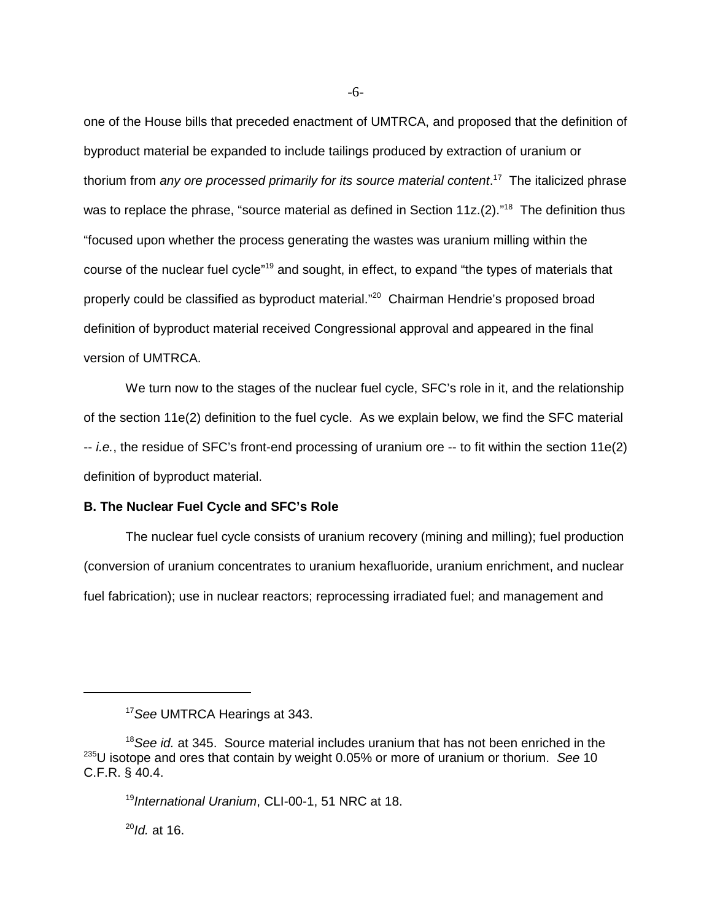one of the House bills that preceded enactment of UMTRCA, and proposed that the definition of byproduct material be expanded to include tailings produced by extraction of uranium or thorium from *any ore processed primarily for its source material content*.[17] The italicized phrase was to replace the phrase, "source material as defined in Section 11z.(2)."[18] The definition thus "focused upon whether the process generating the wastes was uranium milling within the course of the nuclear fuel cycle"[19] and sought, in effect, to expand "the types of materials that properly could be classified as byproduct material."[20] Chairman Hendrie's proposed broad definition of byproduct material received Congressional approval and appeared in the final version of UMTRCA.

We turn now to the stages of the nuclear fuel cycle, SFC's role in it, and the relationship of the section 11e(2) definition to the fuel cycle. As we explain below, we find the SFC material -- *i.e.*, the residue of SFC's front-end processing of uranium ore -- to fit within the section 11e(2) definition of byproduct material.

**B. The Nuclear Fuel Cycle and SFC's Role**

The nuclear fuel cycle consists of uranium recovery (mining and milling); fuel production (conversion of uranium concentrates to uranium hexafluoride, uranium enrichment, and nuclear fuel fabrication); use in nuclear reactors; reprocessing irradiated fuel; and management and

---

[17] *See* UMTRCA Hearings at 343.

[18] *See id.* at 345. Source material includes uranium that has not been enriched in the $^{235}$U isotope and ores that contain by weight 0.05% or more of uranium or thorium. *See* 10 C.F.R. § 40.4.

[19] *International Uranium*, CLI-00-1, 51 NRC at 18.

[20] *Id.* at 16.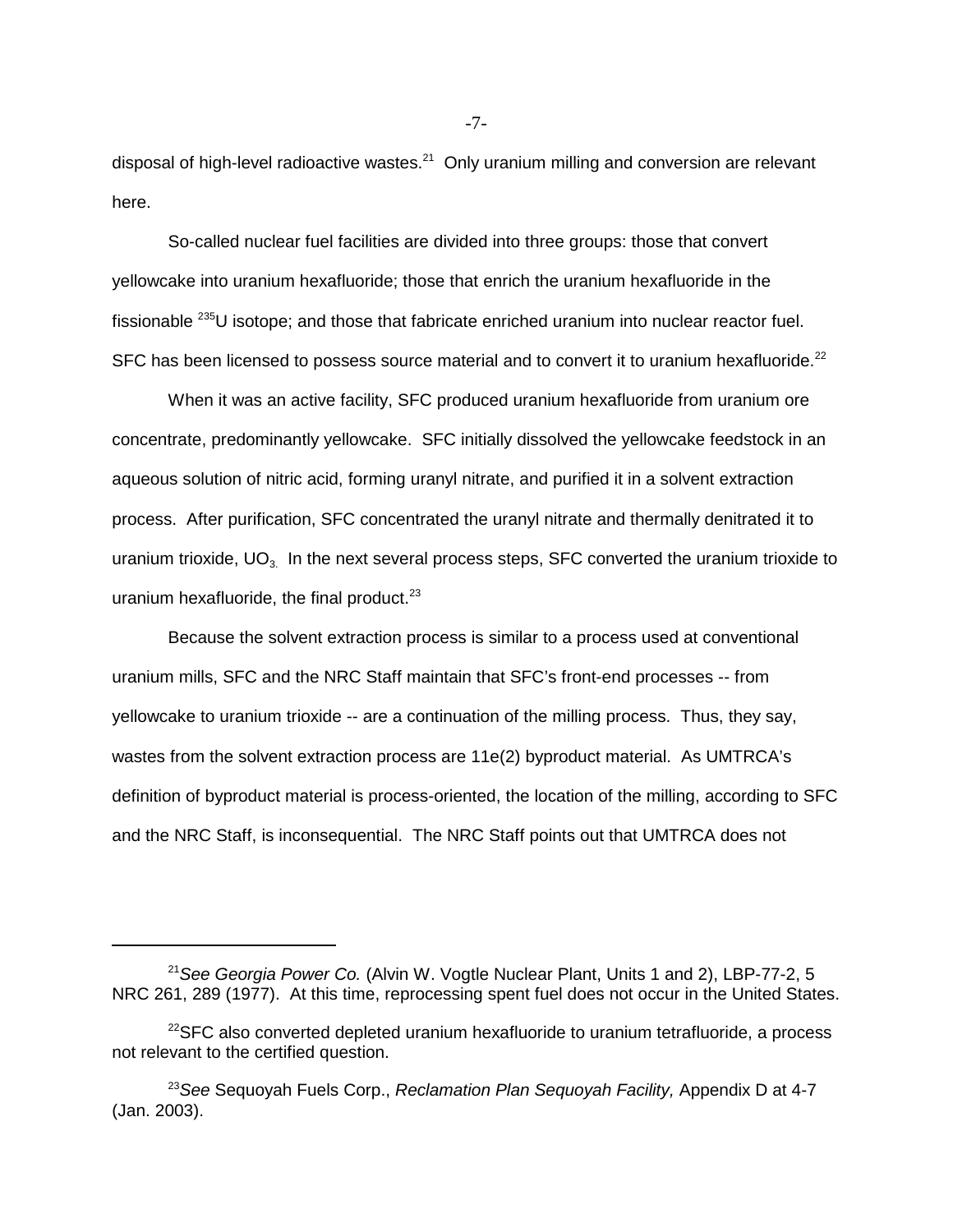disposal of high-level radioactive wastes.[21] Only uranium milling and conversion are relevant here.

So-called nuclear fuel facilities are divided into three groups: those that convert yellowcake into uranium hexafluoride; those that enrich the uranium hexafluoride in the fissionable $^{235}$U isotope; and those that fabricate enriched uranium into nuclear reactor fuel. SFC has been licensed to possess source material and to convert it to uranium hexafluoride.[22]

When it was an active facility, SFC produced uranium hexafluoride from uranium ore concentrate, predominantly yellowcake. SFC initially dissolved the yellowcake feedstock in an aqueous solution of nitric acid, forming uranyl nitrate, and purified it in a solvent extraction process. After purification, SFC concentrated the uranyl nitrate and thermally denitrated it to uranium trioxide, $UO_3$. In the next several process steps, SFC converted the uranium trioxide to uranium hexafluoride, the final product.[23]

Because the solvent extraction process is similar to a process used at conventional uranium mills, SFC and the NRC Staff maintain that SFC's front-end processes -- from yellowcake to uranium trioxide -- are a continuation of the milling process. Thus, they say, wastes from the solvent extraction process are 11e(2) byproduct material. As UMTRCA's definition of byproduct material is process-oriented, the location of the milling, according to SFC and the NRC Staff, is inconsequential. The NRC Staff points out that UMTRCA does not

---

[21] *See Georgia Power Co.* (Alvin W. Vogtle Nuclear Plant, Units 1 and 2), LBP-77-2, 5 NRC 261, 289 (1977). At this time, reprocessing spent fuel does not occur in the United States.

[22] SFC also converted depleted uranium hexafluoride to uranium tetrafluoride, a process not relevant to the certified question.

[23] *See* Sequoyah Fuels Corp., *Reclamation Plan Sequoyah Facility,* Appendix D at 4-7 (Jan. 2003).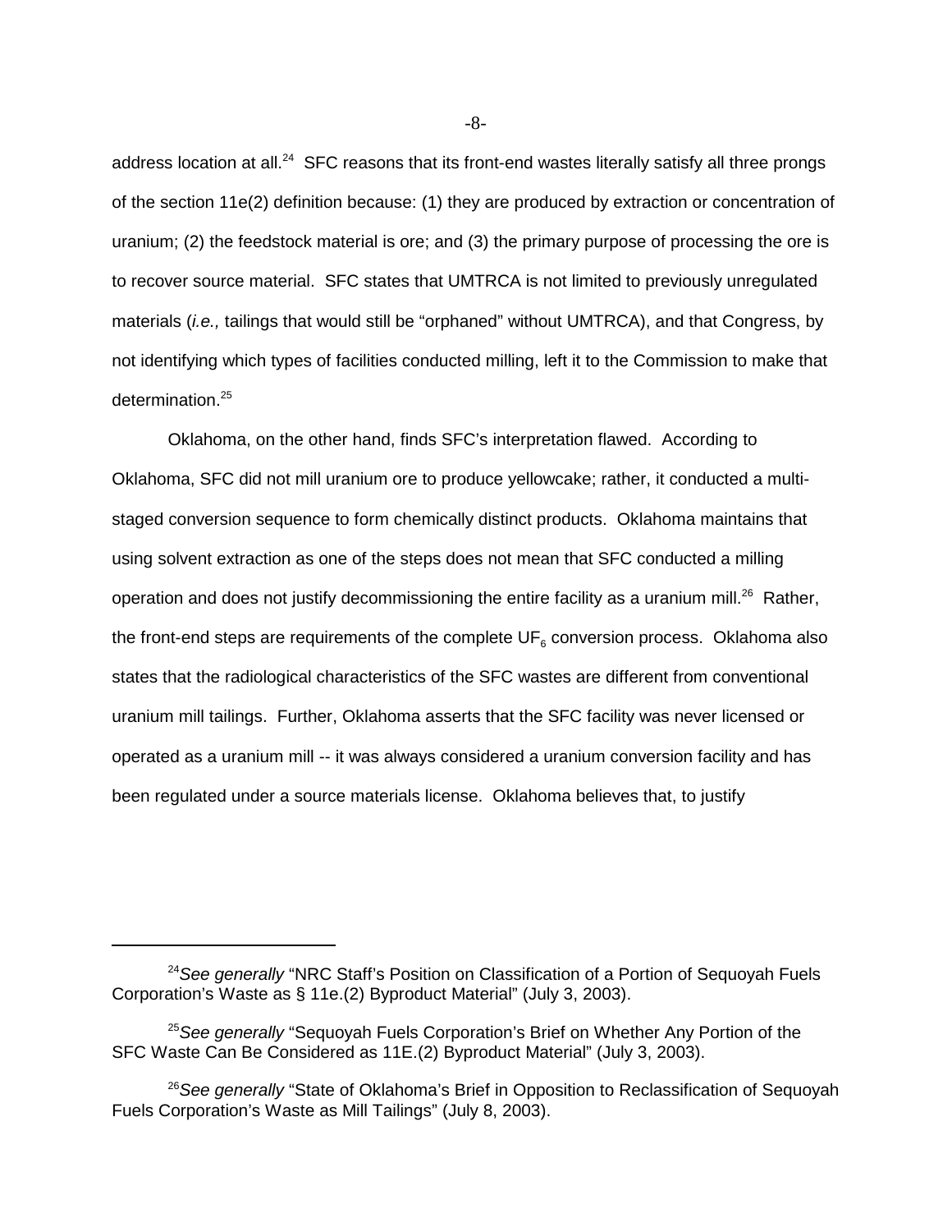address location at all.[24] SFC reasons that its front-end wastes literally satisfy all three prongs of the section 11e(2) definition because: (1) they are produced by extraction or concentration of uranium; (2) the feedstock material is ore; and (3) the primary purpose of processing the ore is to recover source material. SFC states that UMTRCA is not limited to previously unregulated materials (*i.e.,* tailings that would still be "orphaned" without UMTRCA), and that Congress, by not identifying which types of facilities conducted milling, left it to the Commission to make that determination.[25]

Oklahoma, on the other hand, finds SFC's interpretation flawed. According to Oklahoma, SFC did not mill uranium ore to produce yellowcake; rather, it conducted a multi-staged conversion sequence to form chemically distinct products. Oklahoma maintains that using solvent extraction as one of the steps does not mean that SFC conducted a milling operation and does not justify decommissioning the entire facility as a uranium mill.[26] Rather, the front-end steps are requirements of the complete $UF_6$ conversion process. Oklahoma also states that the radiological characteristics of the SFC wastes are different from conventional uranium mill tailings. Further, Oklahoma asserts that the SFC facility was never licensed or operated as a uranium mill -- it was always considered a uranium conversion facility and has been regulated under a source materials license. Oklahoma believes that, to justify

---

[24]*See generally* "NRC Staff's Position on Classification of a Portion of Sequoyah Fuels Corporation's Waste as § 11e.(2) Byproduct Material" (July 3, 2003).

[25]*See generally* "Sequoyah Fuels Corporation's Brief on Whether Any Portion of the SFC Waste Can Be Considered as 11E.(2) Byproduct Material" (July 3, 2003).

[26]*See generally* "State of Oklahoma's Brief in Opposition to Reclassification of Sequoyah Fuels Corporation's Waste as Mill Tailings" (July 8, 2003).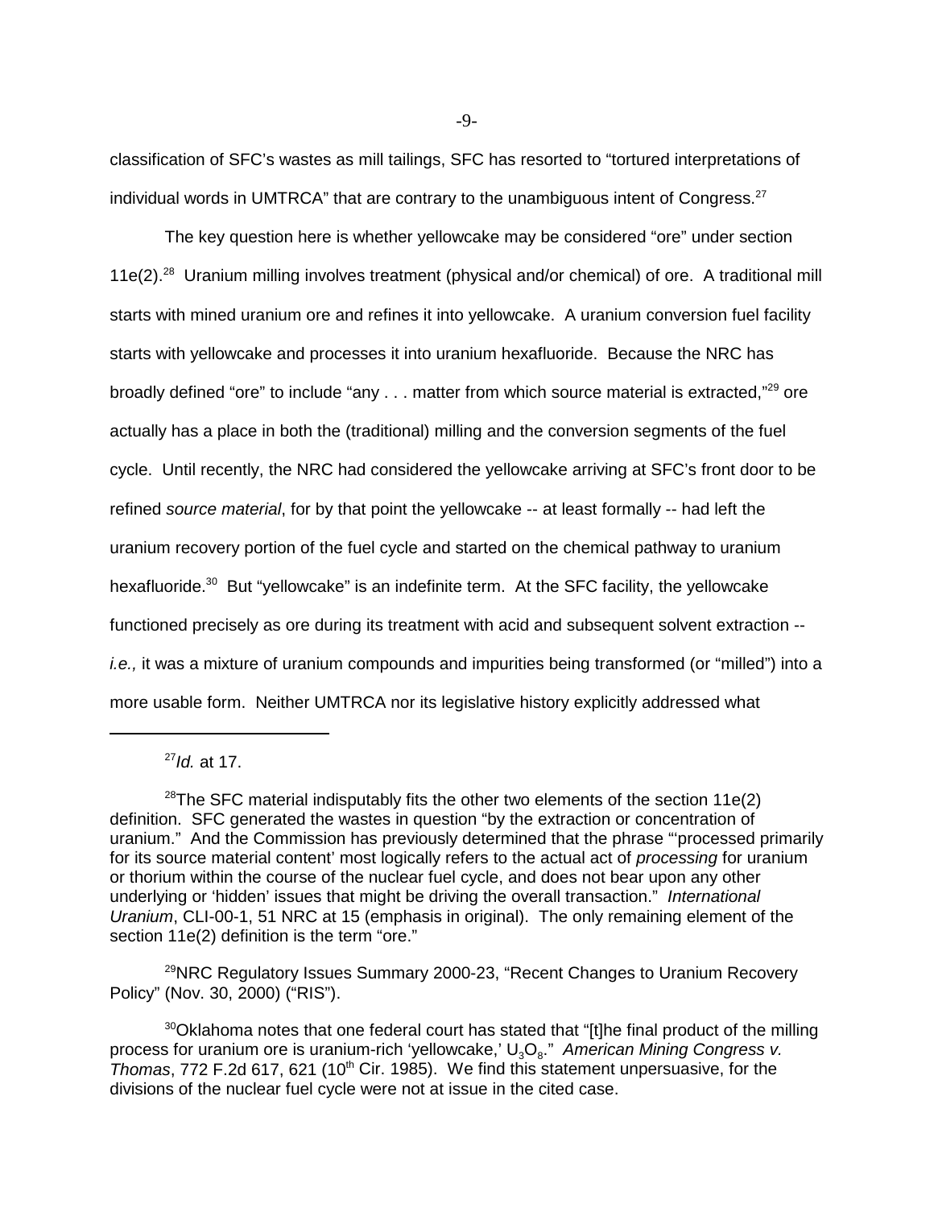classification of SFC's wastes as mill tailings, SFC has resorted to "tortured interpretations of individual words in UMTRCA" that are contrary to the unambiguous intent of Congress.[27]

The key question here is whether yellowcake may be considered "ore" under section 11e(2).[28] Uranium milling involves treatment (physical and/or chemical) of ore. A traditional mill starts with mined uranium ore and refines it into yellowcake. A uranium conversion fuel facility starts with yellowcake and processes it into uranium hexafluoride. Because the NRC has broadly defined "ore" to include "any . . . matter from which source material is extracted,"[29] ore actually has a place in both the (traditional) milling and the conversion segments of the fuel cycle. Until recently, the NRC had considered the yellowcake arriving at SFC's front door to be refined *source material*, for by that point the yellowcake -- at least formally -- had left the uranium recovery portion of the fuel cycle and started on the chemical pathway to uranium hexafluoride.[30] But "yellowcake" is an indefinite term. At the SFC facility, the yellowcake functioned precisely as ore during its treatment with acid and subsequent solvent extraction -- *i.e.,* it was a mixture of uranium compounds and impurities being transformed (or "milled") into a more usable form. Neither UMTRCA nor its legislative history explicitly addressed what

---

[27] *Id.* at 17.

[28] The SFC material indisputably fits the other two elements of the section 11e(2) definition. SFC generated the wastes in question "by the extraction or concentration of uranium." And the Commission has previously determined that the phrase "'processed primarily for its source material content' most logically refers to the actual act of *processing* for uranium or thorium within the course of the nuclear fuel cycle, and does not bear upon any other underlying or 'hidden' issues that might be driving the overall transaction." *International Uranium*, CLI-00-1, 51 NRC at 15 (emphasis in original). The only remaining element of the section 11e(2) definition is the term "ore."

[29] NRC Regulatory Issues Summary 2000-23, "Recent Changes to Uranium Recovery Policy" (Nov. 30, 2000) ("RIS").

[30] Oklahoma notes that one federal court has stated that "[t]he final product of the milling process for uranium ore is uranium-rich 'yellowcake,' $U_3O_8$." *American Mining Congress v. Thomas*, 772 F.2d 617, 621 (10th Cir. 1985). We find this statement unpersuasive, for the divisions of the nuclear fuel cycle were not at issue in the cited case.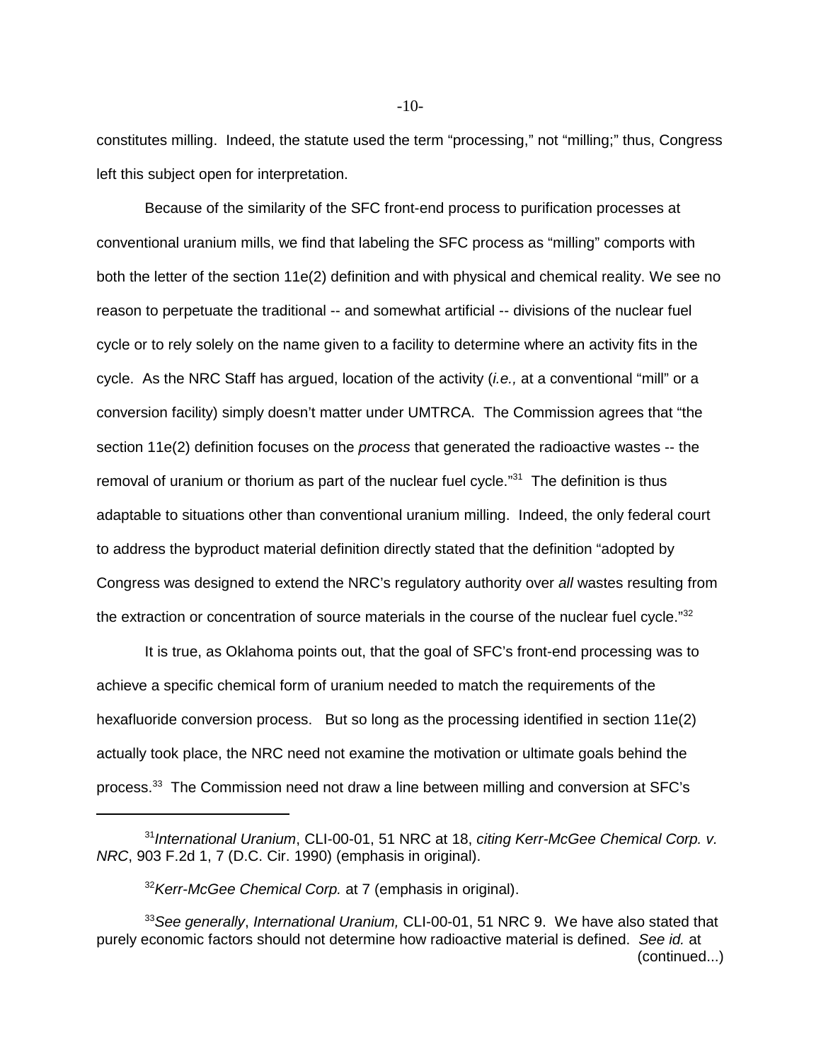constitutes milling. Indeed, the statute used the term "processing," not "milling;" thus, Congress left this subject open for interpretation.

Because of the similarity of the SFC front-end process to purification processes at conventional uranium mills, we find that labeling the SFC process as "milling" comports with both the letter of the section 11e(2) definition and with physical and chemical reality. We see no reason to perpetuate the traditional -- and somewhat artificial -- divisions of the nuclear fuel cycle or to rely solely on the name given to a facility to determine where an activity fits in the cycle. As the NRC Staff has argued, location of the activity (*i.e.,* at a conventional "mill" or a conversion facility) simply doesn't matter under UMTRCA. The Commission agrees that "the section 11e(2) definition focuses on the *process* that generated the radioactive wastes -- the removal of uranium or thorium as part of the nuclear fuel cycle."[31] The definition is thus adaptable to situations other than conventional uranium milling. Indeed, the only federal court to address the byproduct material definition directly stated that the definition "adopted by Congress was designed to extend the NRC's regulatory authority over *all* wastes resulting from the extraction or concentration of source materials in the course of the nuclear fuel cycle."[32]

It is true, as Oklahoma points out, that the goal of SFC's front-end processing was to achieve a specific chemical form of uranium needed to match the requirements of the hexafluoride conversion process. But so long as the processing identified in section 11e(2) actually took place, the NRC need not examine the motivation or ultimate goals behind the process.[33] The Commission need not draw a line between milling and conversion at SFC's

---

[31]*International Uranium*, CLI-00-01, 51 NRC at 18, *citing Kerr-McGee Chemical Corp. v. NRC*, 903 F.2d 1, 7 (D.C. Cir. 1990) (emphasis in original).

[32]*Kerr-McGee Chemical Corp.* at 7 (emphasis in original).

[33]*See generally*, *International Uranium,* CLI-00-01, 51 NRC 9. We have also stated that purely economic factors should not determine how radioactive material is defined. *See id.* at (continued...)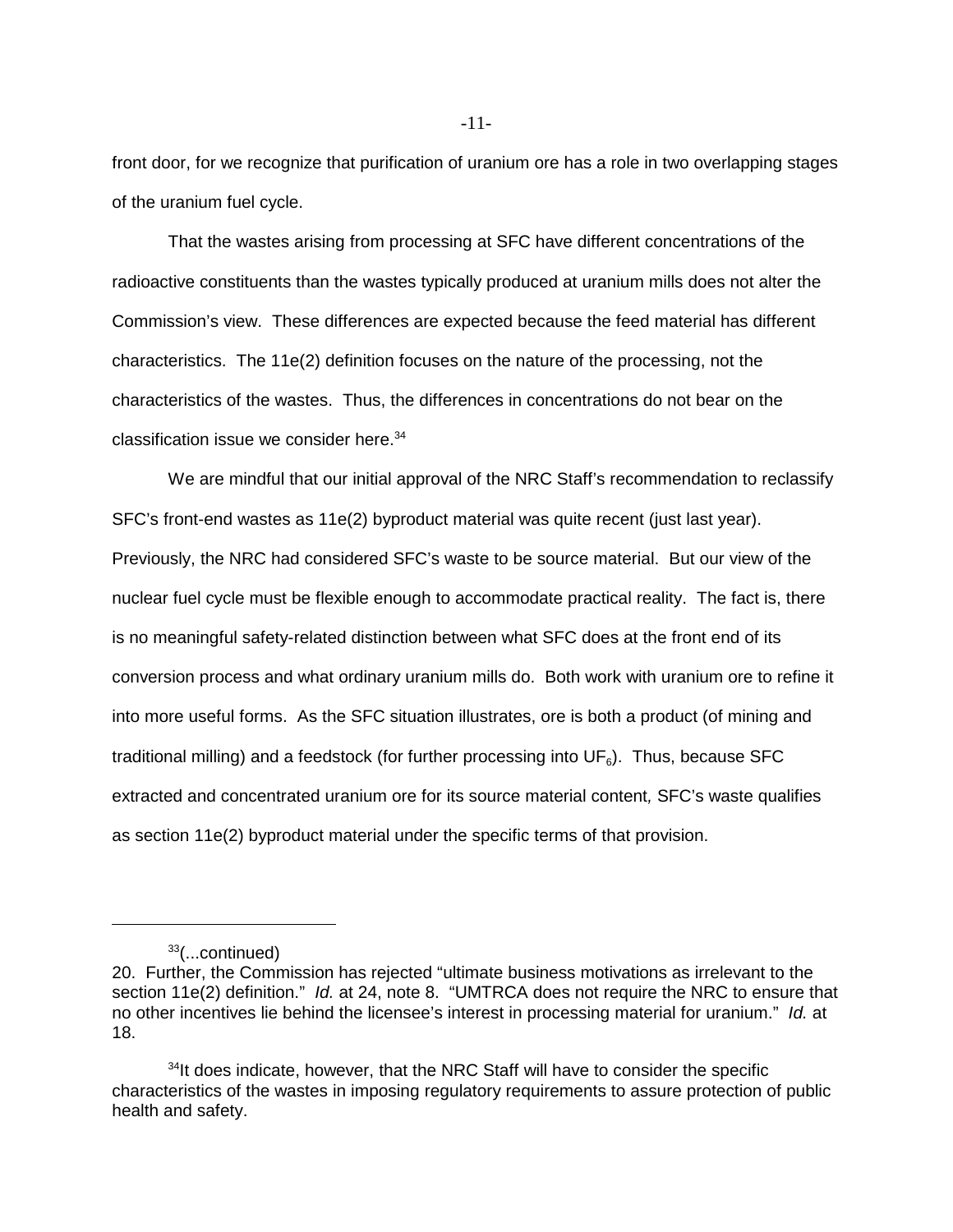front door, for we recognize that purification of uranium ore has a role in two overlapping stages of the uranium fuel cycle.

That the wastes arising from processing at SFC have different concentrations of the radioactive constituents than the wastes typically produced at uranium mills does not alter the Commission's view. These differences are expected because the feed material has different characteristics. The 11e(2) definition focuses on the nature of the processing, not the characteristics of the wastes. Thus, the differences in concentrations do not bear on the classification issue we consider here.[34]

We are mindful that our initial approval of the NRC Staff's recommendation to reclassify SFC's front-end wastes as 11e(2) byproduct material was quite recent (just last year). Previously, the NRC had considered SFC's waste to be source material. But our view of the nuclear fuel cycle must be flexible enough to accommodate practical reality. The fact is, there is no meaningful safety-related distinction between what SFC does at the front end of its conversion process and what ordinary uranium mills do. Both work with uranium ore to refine it into more useful forms. As the SFC situation illustrates, ore is both a product (of mining and traditional milling) and a feedstock (for further processing into $UF_6$). Thus, because SFC extracted and concentrated uranium ore for its source material content, SFC's waste qualifies as section 11e(2) byproduct material under the specific terms of that provision.

---

[33](...continued)
20. Further, the Commission has rejected "ultimate business motivations as irrelevant to the section 11e(2) definition." *Id.* at 24, note 8. "UMTRCA does not require the NRC to ensure that no other incentives lie behind the licensee's interest in processing material for uranium." *Id.* at 18.

[34]It does indicate, however, that the NRC Staff will have to consider the specific characteristics of the wastes in imposing regulatory requirements to assure protection of public health and safety.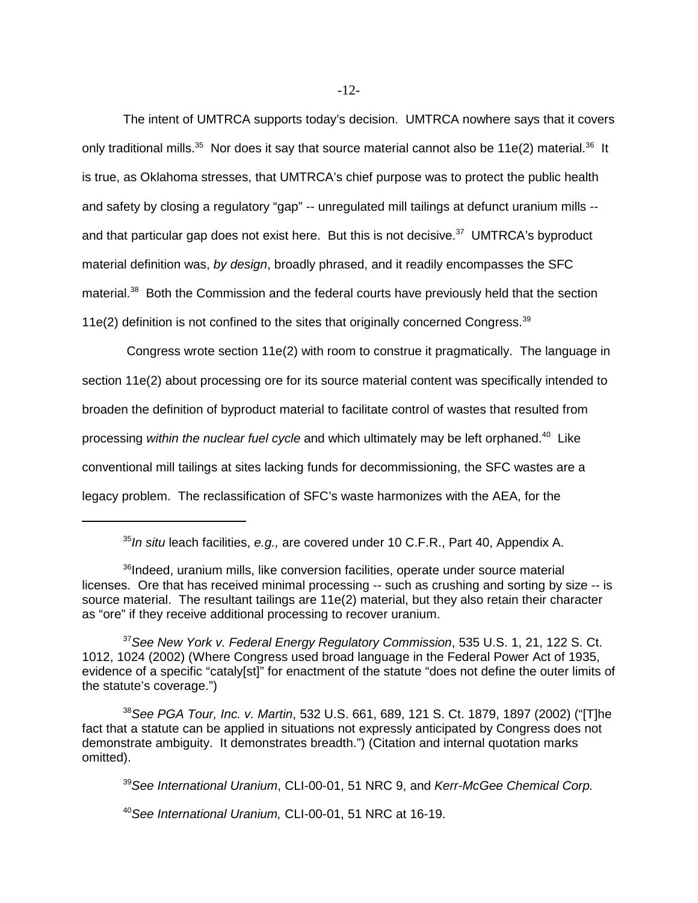The intent of UMTRCA supports today's decision. UMTRCA nowhere says that it covers only traditional mills.[35] Nor does it say that source material cannot also be 11e(2) material.[36] It is true, as Oklahoma stresses, that UMTRCA's chief purpose was to protect the public health and safety by closing a regulatory "gap" -- unregulated mill tailings at defunct uranium mills -- and that particular gap does not exist here. But this is not decisive.[37] UMTRCA's byproduct material definition was, *by design*, broadly phrased, and it readily encompasses the SFC material.[38] Both the Commission and the federal courts have previously held that the section 11e(2) definition is not confined to the sites that originally concerned Congress.[39]

Congress wrote section 11e(2) with room to construe it pragmatically. The language in section 11e(2) about processing ore for its source material content was specifically intended to broaden the definition of byproduct material to facilitate control of wastes that resulted from processing *within the nuclear fuel cycle* and which ultimately may be left orphaned.[40] Like conventional mill tailings at sites lacking funds for decommissioning, the SFC wastes are a legacy problem. The reclassification of SFC's waste harmonizes with the AEA, for the

---

[35] *In situ* leach facilities, *e.g.,* are covered under 10 C.F.R., Part 40, Appendix A.

[36] Indeed, uranium mills, like conversion facilities, operate under source material licenses. Ore that has received minimal processing -- such as crushing and sorting by size -- is source material. The resultant tailings are 11e(2) material, but they also retain their character as "ore" if they receive additional processing to recover uranium.

[37] *See New York v. Federal Energy Regulatory Commission*, 535 U.S. 1, 21, 122 S. Ct. 1012, 1024 (2002) (Where Congress used broad language in the Federal Power Act of 1935, evidence of a specific "cataly[st]" for enactment of the statute "does not define the outer limits of the statute's coverage.")

[38] *See PGA Tour, Inc. v. Martin*, 532 U.S. 661, 689, 121 S. Ct. 1879, 1897 (2002) ("[T]he fact that a statute can be applied in situations not expressly anticipated by Congress does not demonstrate ambiguity. It demonstrates breadth.") (Citation and internal quotation marks omitted).

[39] *See International Uranium*, CLI-00-01, 51 NRC 9, and *Kerr-McGee Chemical Corp.*

[40] *See International Uranium,* CLI-00-01, 51 NRC at 16-19.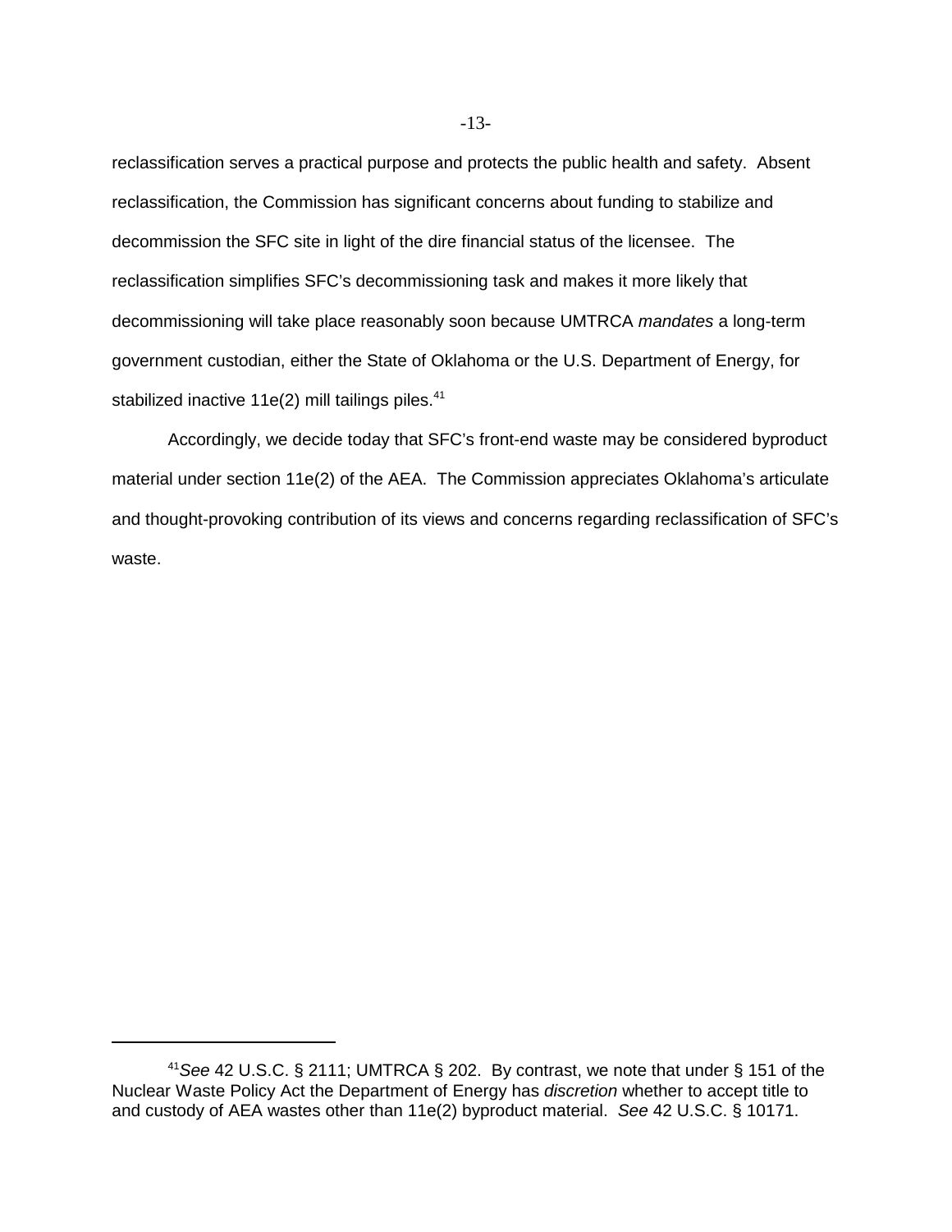reclassification serves a practical purpose and protects the public health and safety. Absent reclassification, the Commission has significant concerns about funding to stabilize and decommission the SFC site in light of the dire financial status of the licensee. The reclassification simplifies SFC's decommissioning task and makes it more likely that decommissioning will take place reasonably soon because UMTRCA *mandates* a long-term government custodian, either the State of Oklahoma or the U.S. Department of Energy, for stabilized inactive 11e(2) mill tailings piles.[41]

Accordingly, we decide today that SFC's front-end waste may be considered byproduct material under section 11e(2) of the AEA. The Commission appreciates Oklahoma's articulate and thought-provoking contribution of its views and concerns regarding reclassification of SFC's waste.

---

[41] *See* 42 U.S.C. § 2111; UMTRCA § 202. By contrast, we note that under § 151 of the Nuclear Waste Policy Act the Department of Energy has *discretion* whether to accept title to and custody of AEA wastes other than 11e(2) byproduct material. *See* 42 U.S.C. § 10171.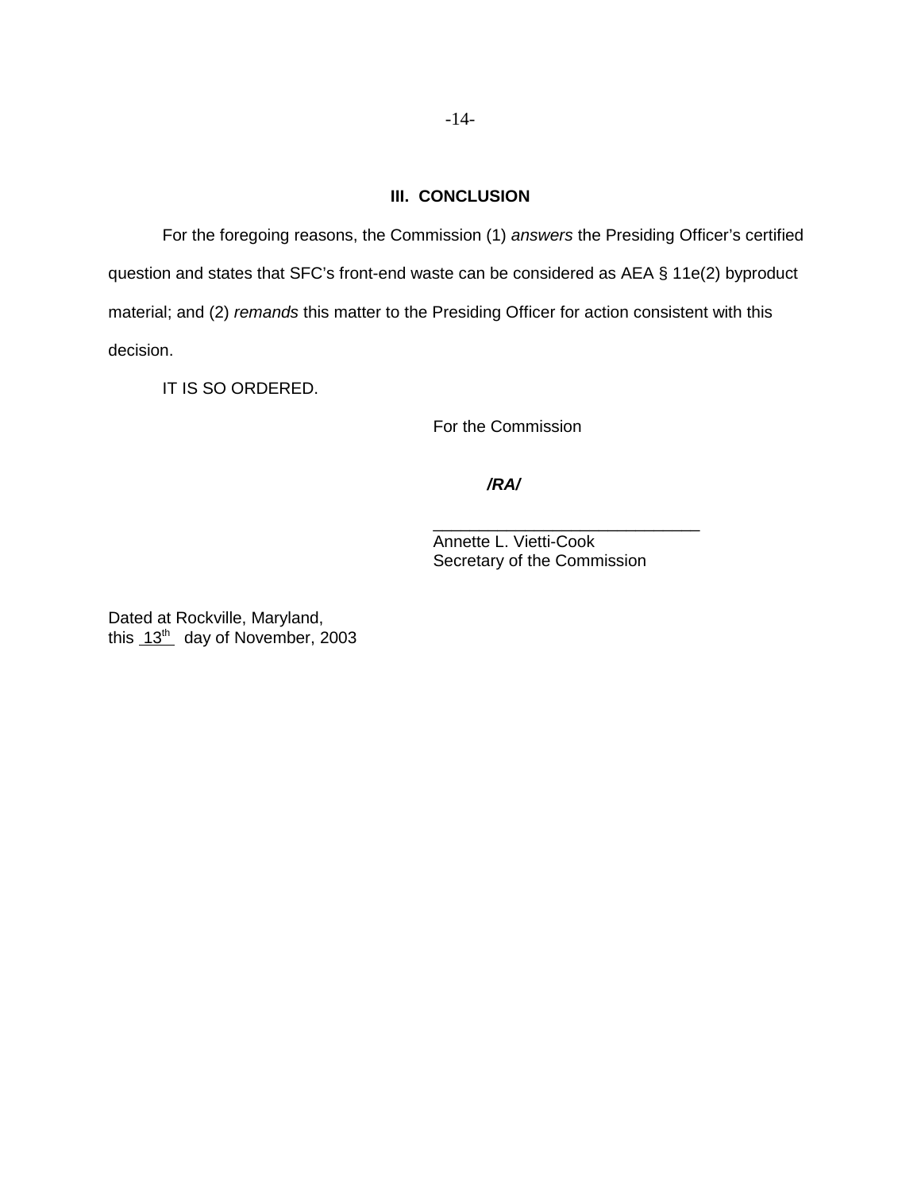## III. CONCLUSION

For the foregoing reasons, the Commission (1) *answers* the Presiding Officer's certified question and states that SFC's front-end waste can be considered as AEA § 11e(2) byproduct material; and (2) *remands* this matter to the Presiding Officer for action consistent with this decision.

IT IS SO ORDERED.

For the Commission

***/RA/***

\_\_\_\_\_\_\_\_\_\_\_\_\_\_\_\_\_\_\_\_\_\_\_\_\_\_\_\_\_\_
Annette L. Vietti-Cook
Secretary of the Commission

Dated at Rockville, Maryland,
this 13th day of November, 2003